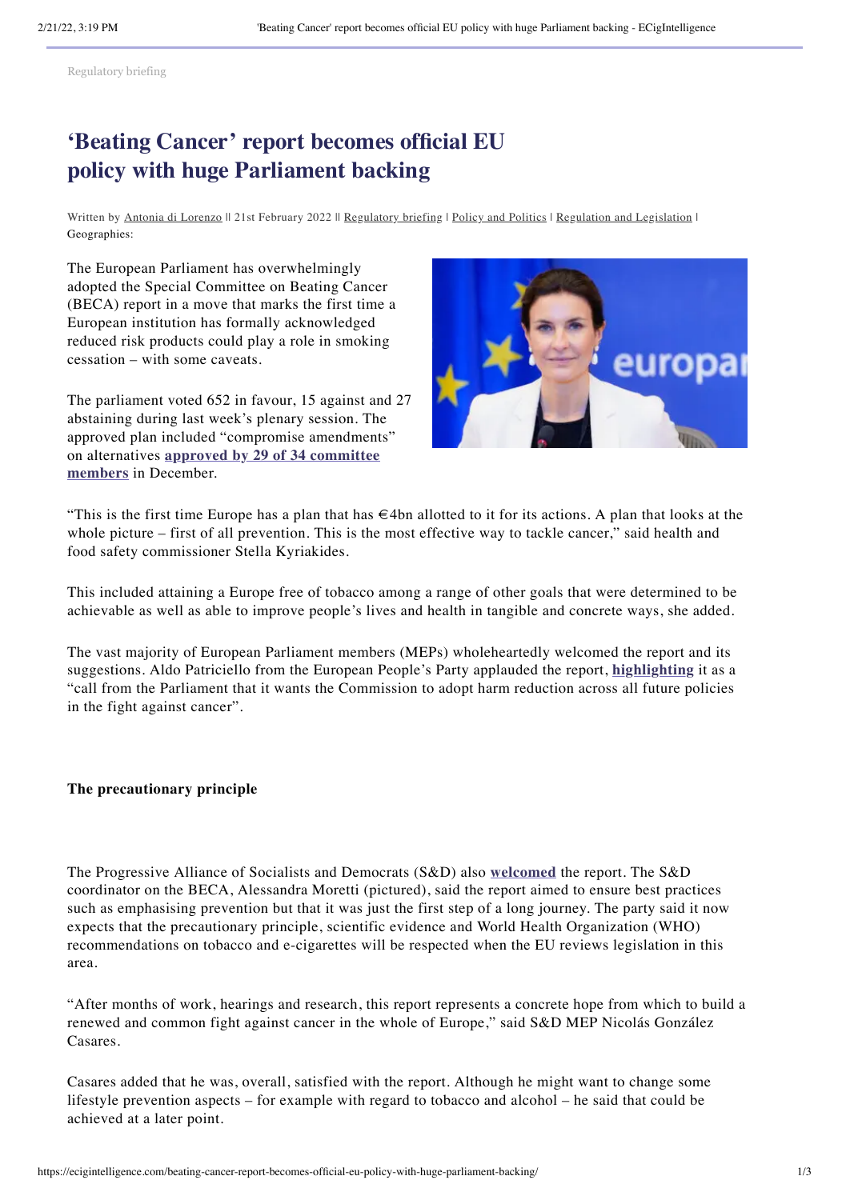Regulatory briefing

# 'Beating Cancer' report becomes official EU policy with huge Parliament backing

Written by Antonia di Lorenzo || 21st February 2022 || Regulatory briefing | Policy and Politics | Regulation and Legislation | Geographies:

The European Parliament has overwhelmingly adopted the Special Committee on Beating Cancer (BECA) report in a move that marks the first time a European institution has formally acknowledged reduced risk products could play a role in smoking cessation – with some caveats.

The parliament voted 652 in favour, 15 against and 27 abstaining during last week's plenary session. The approved plan included "compromise amendments" on alternatives **approved by 29 of 34 committee members** in December.

"This is the first time Europe has a plan that has €4bn allotted to it for its actions. A plan that looks at the whole picture – first of all prevention. This is the most effective way to tackle cancer," said health and food safety commissioner Stella Kyriakides.

This included attaining a Europe free of tobacco among a range of other goals that were determined to be achievable as well as able to improve people's lives and health in tangible and concrete ways, she added.

The vast majority of European Parliament members (MEPs) wholeheartedly welcomed the report and its suggestions. Aldo Patriciello from the European People's Party applauded the report, **highlighting** it as a "call from the Parliament that it wants the Commission to adopt harm reduction across all future policies in the fight against cancer".

### The precautionary principle

The Progressive Alliance of Socialists and Democrats (S&D) also **welcomed** the report. The S&D coordinator on the BECA, Alessandra Moretti (pictured), said the report aimed to ensure best practices such as emphasising prevention but that it was just the first step of a long journey. The party said it now expects that the precautionary principle, scientific evidence and World Health Organization (WHO) recommendations on tobacco and e-cigarettes will be respected when the EU reviews legislation in this area.

"After months of work, hearings and research, this report represents a concrete hope from which to build a renewed and common fight against cancer in the whole of Europe," said S&D MEP Nicolás González Casares.

Casares added that he was, overall, satisfied with the report. Although he might want to change some lifestyle prevention aspects – for example with regard to tobacco and alcohol – he said that could be achieved at a later point.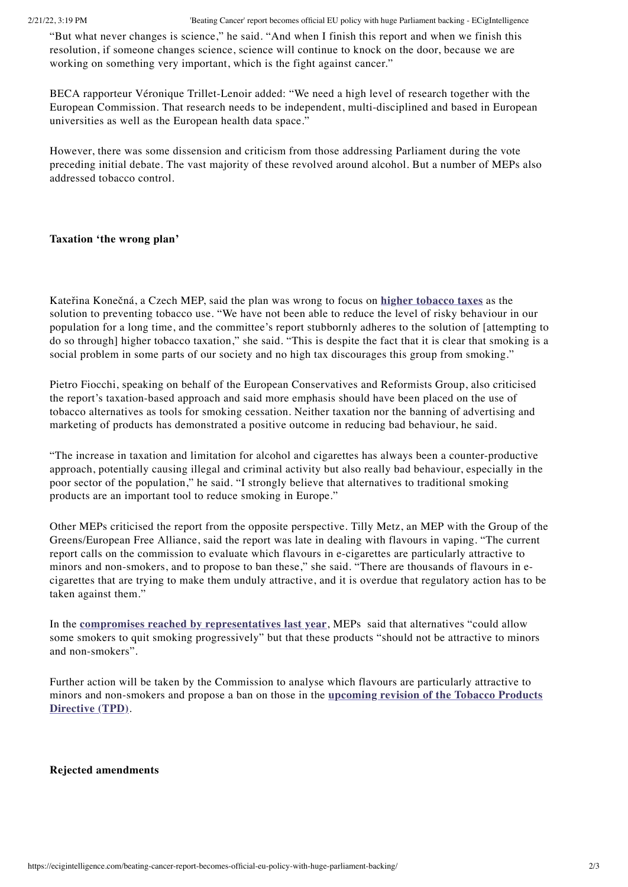"But what never changes is science," he said. "And when I finish this report and when we finish this resolution, if someone changes science, science will continue to knock on the door, because we are working on something very important, which is the fight against cancer."

BECA rapporteur Véronique Trillet-Lenoir added: "We need a high level of research together with the European Commission. That research needs to be independent, multi-disciplined and based in European universities as well as the European health data space."

However, there was some dissension and criticism from those addressing Parliament during the vote preceding initial debate. The vast majority of these revolved around alcohol. But a number of MEPs also addressed tobacco control.

**Taxation 'the wrong plan'**

Kateřina Konečná, a Czech MEP, said the plan was wrong to focus on **higher tobacco taxes** as the solution to preventing tobacco use. "We have not been able to reduce the level of risky behaviour in our population for a long time, and the committee's report stubbornly adheres to the solution of [attempting to do so through] higher tobacco taxation," she said. "This is despite the fact that it is clear that smoking is a social problem in some parts of our society and no high tax discourages this group from smoking."

Pietro Fiocchi, speaking on behalf of the European Conservatives and Reformists Group, also criticised the report's taxation-based approach and said more emphasis should have been placed on the use of tobacco alternatives as tools for smoking cessation. Neither taxation nor the banning of advertising and marketing of products has demonstrated a positive outcome in reducing bad behaviour, he said.

"The increase in taxation and limitation for alcohol and cigarettes has always been a counter-productive approach, potentially causing illegal and criminal activity but also really bad behaviour, especially in the poor sector of the population," he said. "I strongly believe that alternatives to traditional smoking products are an important tool to reduce smoking in Europe."

Other MEPs criticised the report from the opposite perspective. Tilly Metz, an MEP with the Group of the Greens/European Free Alliance, said the report was late in dealing with flavours in vaping. "The current report calls on the commission to evaluate which flavours in e-cigarettes are particularly attractive to minors and non-smokers, and to propose to ban these," she said. "There are thousands of flavours in e-cigarettes that are trying to make them unduly attractive, and it is overdue that regulatory action has to be taken against them."

In the **compromises reached by representatives last year**, MEPs said that alternatives "could allow some smokers to quit smoking progressively" but that these products "should not be attractive to minors and non-smokers".

Further action will be taken by the Commission to analyse which flavours are particularly attractive to minors and non-smokers and propose a ban on those in the **upcoming revision of the Tobacco Products Directive (TPD)**.

**Rejected amendments**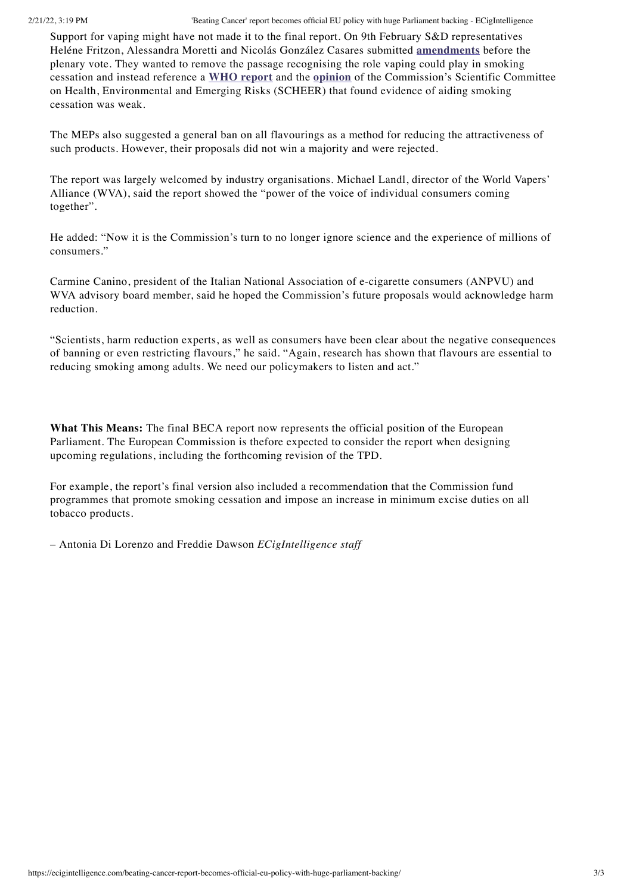Support for vaping might have not made it to the final report. On 9th February S&D representatives Heléne Fritzon, Alessandra Moretti and Nicolás González Casares submitted **amendments** before the plenary vote. They wanted to remove the passage recognising the role vaping could play in smoking cessation and instead reference a **WHO report** and the **opinion** of the Commission's Scientific Committee on Health, Environmental and Emerging Risks (SCHEER) that found evidence of aiding smoking cessation was weak.

The MEPs also suggested a general ban on all flavourings as a method for reducing the attractiveness of such products. However, their proposals did not win a majority and were rejected.

The report was largely welcomed by industry organisations. Michael Landl, director of the World Vapers' Alliance (WVA), said the report showed the "power of the voice of individual consumers coming together".

He added: "Now it is the Commission's turn to no longer ignore science and the experience of millions of consumers."

Carmine Canino, president of the Italian National Association of e-cigarette consumers (ANPVU) and WVA advisory board member, said he hoped the Commission's future proposals would acknowledge harm reduction.

"Scientists, harm reduction experts, as well as consumers have been clear about the negative consequences of banning or even restricting flavours," he said. "Again, research has shown that flavours are essential to reducing smoking among adults. We need our policymakers to listen and act."

**What This Means:** The final BECA report now represents the official position of the European Parliament. The European Commission is thefore expected to consider the report when designing upcoming regulations, including the forthcoming revision of the TPD.

For example, the report's final version also included a recommendation that the Commission fund programmes that promote smoking cessation and impose an increase in minimum excise duties on all tobacco products.

– Antonia Di Lorenzo and Freddie Dawson *ECigIntelligence staff*